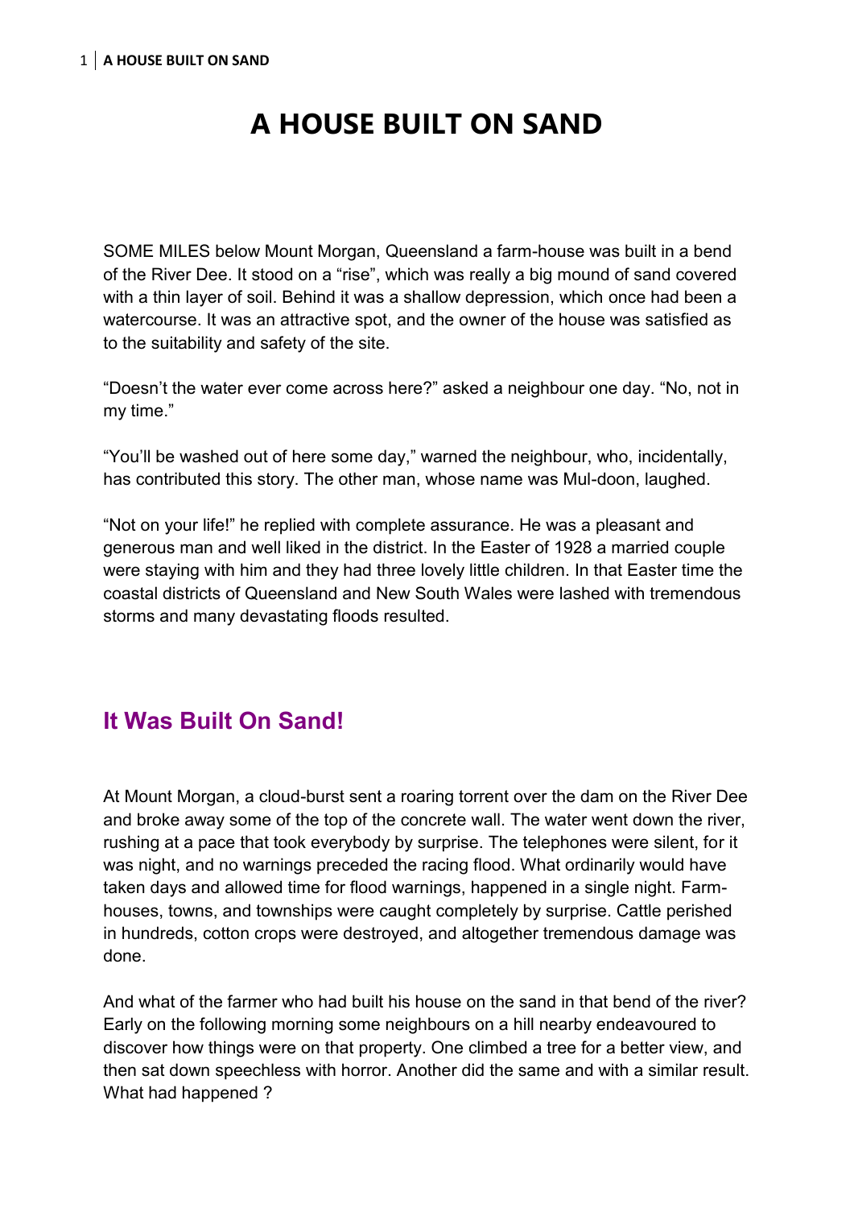# A HOUSE BUILT ON SAND

SOME MILES below Mount Morgan, Queensland a farm-house was built in a bend of the River Dee. It stood on a "rise", which was really a big mound of sand covered with a thin layer of soil. Behind it was a shallow depression, which once had been a watercourse. It was an attractive spot, and the owner of the house was satisfied as to the suitability and safety of the site.

"Doesn't the water ever come across here?" asked a neighbour one day. "No, not in my time."

"You'll be washed out of here some day," warned the neighbour, who, incidentally, has contributed this story. The other man, whose name was Mul-doon, laughed.

"Not on your life!" he replied with complete assurance. He was a pleasant and generous man and well liked in the district. In the Easter of 1928 a married couple were staying with him and they had three lovely little children. In that Easter time the coastal districts of Queensland and New South Wales were lashed with tremendous storms and many devastating floods resulted.

## It Was Built On Sand!

At Mount Morgan, a cloud-burst sent a roaring torrent over the dam on the River Dee and broke away some of the top of the concrete wall. The water went down the river, rushing at a pace that took everybody by surprise. The telephones were silent, for it was night, and no warnings preceded the racing flood. What ordinarily would have taken days and allowed time for flood warnings, happened in a single night. Farm-houses, towns, and townships were caught completely by surprise. Cattle perished in hundreds, cotton crops were destroyed, and altogether tremendous damage was done.

And what of the farmer who had built his house on the sand in that bend of the river? Early on the following morning some neighbours on a hill nearby endeavoured to discover how things were on that property. One climbed a tree for a better view, and then sat down speechless with horror. Another did the same and with a similar result. What had happened ?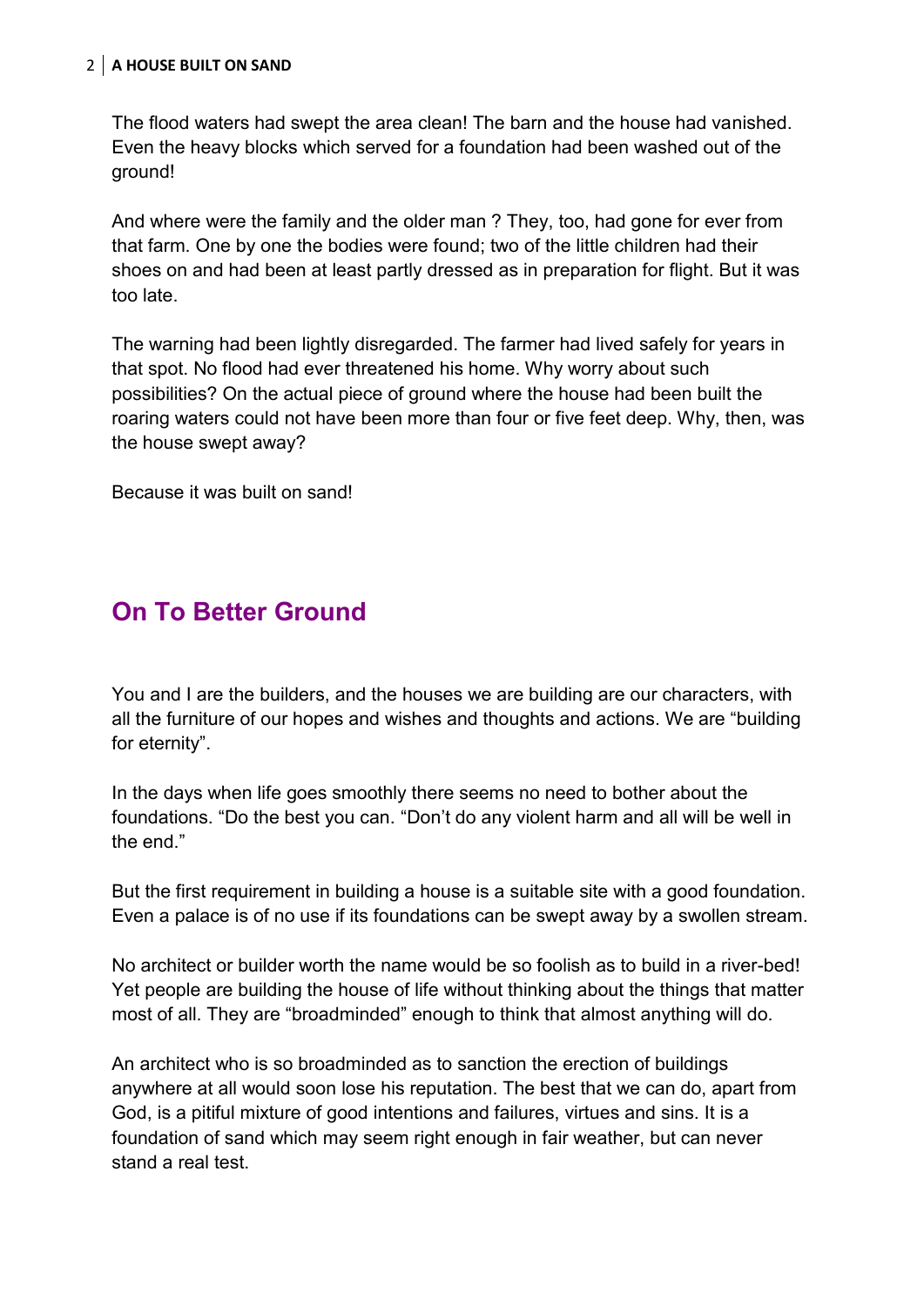The flood waters had swept the area clean! The barn and the house had vanished. Even the heavy blocks which served for a foundation had been washed out of the ground!

And where were the family and the older man ? They, too, had gone for ever from that farm. One by one the bodies were found; two of the little children had their shoes on and had been at least partly dressed as in preparation for flight. But it was too late.

The warning had been lightly disregarded. The farmer had lived safely for years in that spot. No flood had ever threatened his home. Why worry about such possibilities? On the actual piece of ground where the house had been built the roaring waters could not have been more than four or five feet deep. Why, then, was the house swept away?

Because it was built on sand!

## On To Better Ground

You and I are the builders, and the houses we are building are our characters, with all the furniture of our hopes and wishes and thoughts and actions. We are "building for eternity".

In the days when life goes smoothly there seems no need to bother about the foundations. "Do the best you can. "Don't do any violent harm and all will be well in the end."

But the first requirement in building a house is a suitable site with a good foundation. Even a palace is of no use if its foundations can be swept away by a swollen stream.

No architect or builder worth the name would be so foolish as to build in a river-bed! Yet people are building the house of life without thinking about the things that matter most of all. They are "broadminded" enough to think that almost anything will do.

An architect who is so broadminded as to sanction the erection of buildings anywhere at all would soon lose his reputation. The best that we can do, apart from God, is a pitiful mixture of good intentions and failures, virtues and sins. It is a foundation of sand which may seem right enough in fair weather, but can never stand a real test.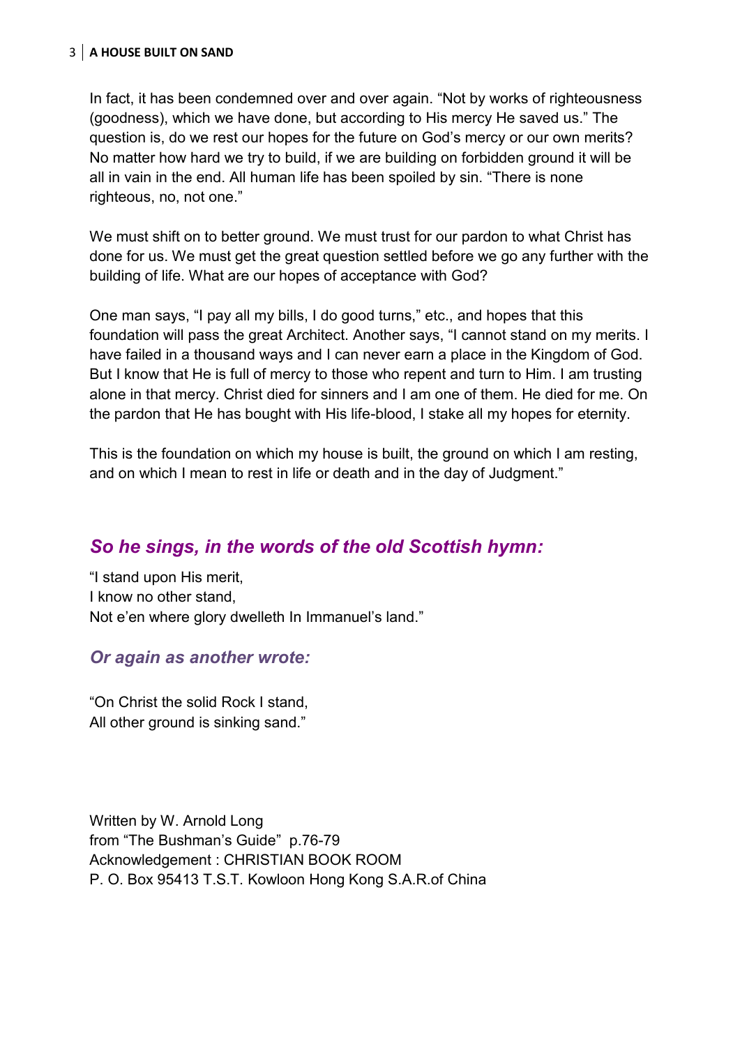In fact, it has been condemned over and over again. “Not by works of righteousness (goodness), which we have done, but according to His mercy He saved us.” The question is, do we rest our hopes for the future on God’s mercy or our own merits? No matter how hard we try to build, if we are building on forbidden ground it will be all in vain in the end. All human life has been spoiled by sin. “There is none righteous, no, not one.”

We must shift on to better ground. We must trust for our pardon to what Christ has done for us. We must get the great question settled before we go any further with the building of life. What are our hopes of acceptance with God?

One man says, “I pay all my bills, I do good turns,” etc., and hopes that this foundation will pass the great Architect. Another says, “I cannot stand on my merits. I have failed in a thousand ways and I can never earn a place in the Kingdom of God. But I know that He is full of mercy to those who repent and turn to Him. I am trusting alone in that mercy. Christ died for sinners and I am one of them. He died for me. On the pardon that He has bought with His life-blood, I stake all my hopes for eternity.

This is the foundation on which my house is built, the ground on which I am resting, and on which I mean to rest in life or death and in the day of Judgment.”

## *So he sings, in the words of the old Scottish hymn:*

“I stand upon His merit,
I know no other stand,
Not e’en where glory dwelleth In Immanuel’s land.”

### *Or again as another wrote:*

“On Christ the solid Rock I stand,
All other ground is sinking sand.”

Written by W. Arnold Long
from “The Bushman’s Guide” p.76-79
Acknowledgement : CHRISTIAN BOOK ROOM
P. O. Box 95413 T.S.T. Kowloon Hong Kong S.A.R.of China